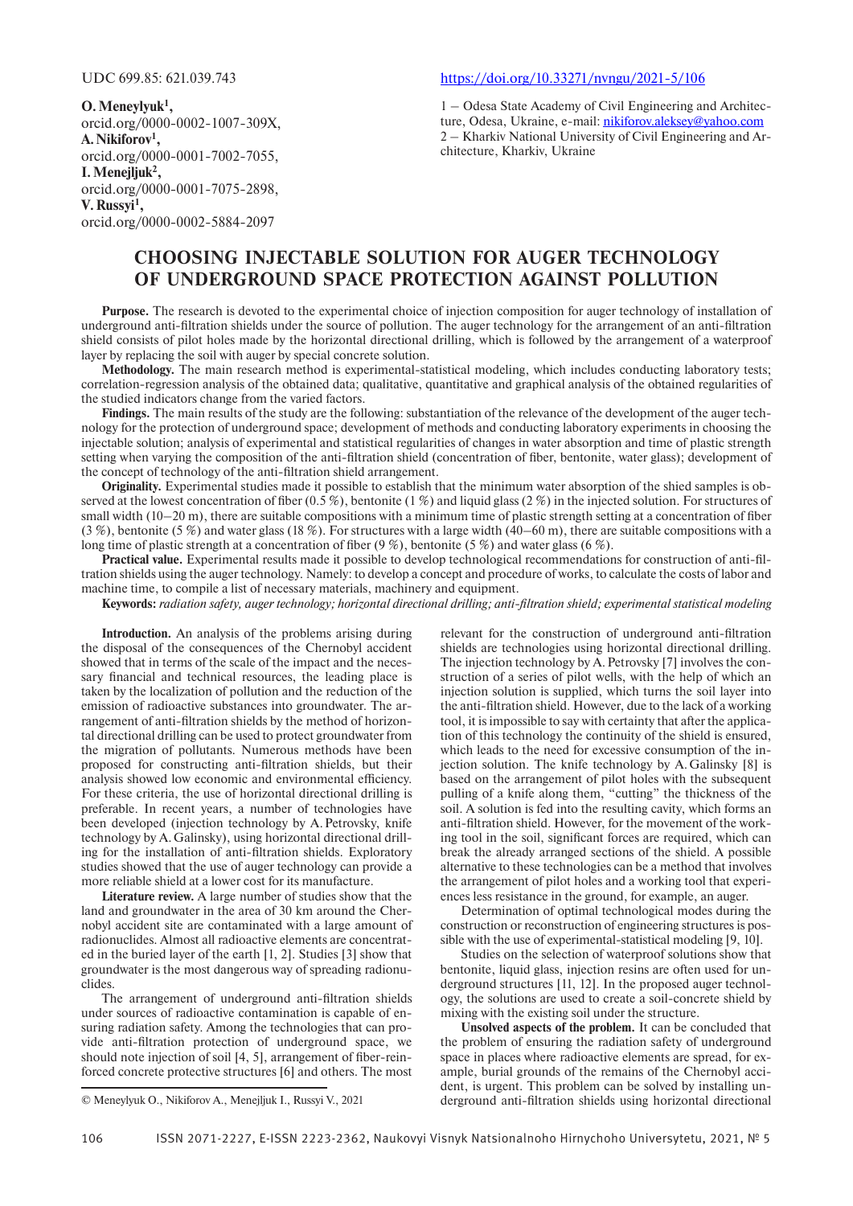UDC 699.85: 621.039.743

https://doi.org/10.33271/nvngu/2021-5/106

**O. Meneylyuk[1],**
orcid.org/0000-0002-1007-309X,
**A. Nikiforov[1],**
orcid.org/0000-0001-7002-7055,
**I. Menejljuk[2],**
orcid.org/0000-0001-7075-2898,
**V. Russyi[1],**
orcid.org/0000-0002-5884-2097

1 – Odesa State Academy of Civil Engineering and Architecture, Odesa, Ukraine, e-mail: nikiforov.aleksey@yahoo.com
2 – Kharkiv National University of Civil Engineering and Architecture, Kharkiv, Ukraine

# CHOOSING INJECTABLE SOLUTION FOR AUGER TECHNOLOGY OF UNDERGROUND SPACE PROTECTION AGAINST POLLUTION

**Purpose.** The research is devoted to the experimental choice of injection composition for auger technology of installation of underground anti-filtration shields under the source of pollution. The auger technology for the arrangement of an anti-filtration shield consists of pilot holes made by the horizontal directional drilling, which is followed by the arrangement of a waterproof layer by replacing the soil with auger by special concrete solution.

**Methodology.** The main research method is experimental-statistical modeling, which includes conducting laboratory tests; correlation-regression analysis of the obtained data; qualitative, quantitative and graphical analysis of the obtained regularities of the studied indicators change from the varied factors.

**Findings.** The main results of the study are the following: substantiation of the relevance of the development of the auger technology for the protection of underground space; development of methods and conducting laboratory experiments in choosing the injectable solution; analysis of experimental and statistical regularities of changes in water absorption and time of plastic strength setting when varying the composition of the anti-filtration shield (concentration of fiber, bentonite, water glass); development of the concept of technology of the anti-filtration shield arrangement.

**Originality.** Experimental studies made it possible to establish that the minimum water absorption of the shied samples is observed at the lowest concentration of fiber (0.5 %), bentonite (1 %) and liquid glass (2 %) in the injected solution. For structures of small width (10–20 m), there are suitable compositions with a minimum time of plastic strength setting at a concentration of fiber (3 %), bentonite (5 %) and water glass (18 %). For structures with a large width (40–60 m), there are suitable compositions with a long time of plastic strength at a concentration of fiber (9 %), bentonite (5 %) and water glass (6 %).

**Practical value.** Experimental results made it possible to develop technological recommendations for construction of anti-filtration shields using the auger technology. Namely: to develop a concept and procedure of works, to calculate the costs of labor and machine time, to compile a list of necessary materials, machinery and equipment.

**Keywords:** *radiation safety, auger technology; horizontal directional drilling; anti-filtration shield; experimental statistical modeling*

**Introduction.** An analysis of the problems arising during the disposal of the consequences of the Chernobyl accident showed that in terms of the scale of the impact and the necessary financial and technical resources, the leading place is taken by the localization of pollution and the reduction of the emission of radioactive substances into groundwater. The arrangement of anti-filtration shields by the method of horizontal directional drilling can be used to protect groundwater from the migration of pollutants. Numerous methods have been proposed for constructing anti-filtration shields, but their analysis showed low economic and environmental efficiency. For these criteria, the use of horizontal directional drilling is preferable. In recent years, a number of technologies have been developed (injection technology by A. Petrovsky, knife technology by A. Galinsky), using horizontal directional drilling for the installation of anti-filtration shields. Exploratory studies showed that the use of auger technology can provide a more reliable shield at a lower cost for its manufacture.

**Literature review.** A large number of studies show that the land and groundwater in the area of 30 km around the Chernobyl accident site are contaminated with a large amount of radionuclides. Almost all radioactive elements are concentrated in the buried layer of the earth [1, 2]. Studies [3] show that groundwater is the most dangerous way of spreading radionuclides.

The arrangement of underground anti-filtration shields under sources of radioactive contamination is capable of ensuring radiation safety. Among the technologies that can provide anti-filtration protection of underground space, we should note injection of soil [4, 5], arrangement of fiber-reinforced concrete protective structures [6] and others. The most relevant for the construction of underground anti-filtration shields are technologies using horizontal directional drilling. The injection technology by A. Petrovsky [7] involves the construction of a series of pilot wells, with the help of which an injection solution is supplied, which turns the soil layer into the anti-filtration shield. However, due to the lack of a working tool, it is impossible to say with certainty that after the application of this technology the continuity of the shield is ensured, which leads to the need for excessive consumption of the injection solution. The knife technology by A. Galinsky [8] is based on the arrangement of pilot holes with the subsequent pulling of a knife along them, "cutting" the thickness of the soil. A solution is fed into the resulting cavity, which forms an anti-filtration shield. However, for the movement of the working tool in the soil, significant forces are required, which can break the already arranged sections of the shield. A possible alternative to these technologies can be a method that involves the arrangement of pilot holes and a working tool that experiences less resistance in the ground, for example, an auger.

Determination of optimal technological modes during the construction or reconstruction of engineering structures is possible with the use of experimental-statistical modeling [9, 10].

Studies on the selection of waterproof solutions show that bentonite, liquid glass, injection resins are often used for underground structures [11, 12]. In the proposed auger technology, the solutions are used to create a soil-concrete shield by mixing with the existing soil under the structure.

**Unsolved aspects of the problem.** It can be concluded that the problem of ensuring the radiation safety of underground space in places where radioactive elements are spread, for example, burial grounds of the remains of the Chernobyl accident, is urgent. This problem can be solved by installing underground anti-filtration shields using horizontal directional

© Meneylyuk O., Nikiforov A., Menejljuk I., Russyi V., 2021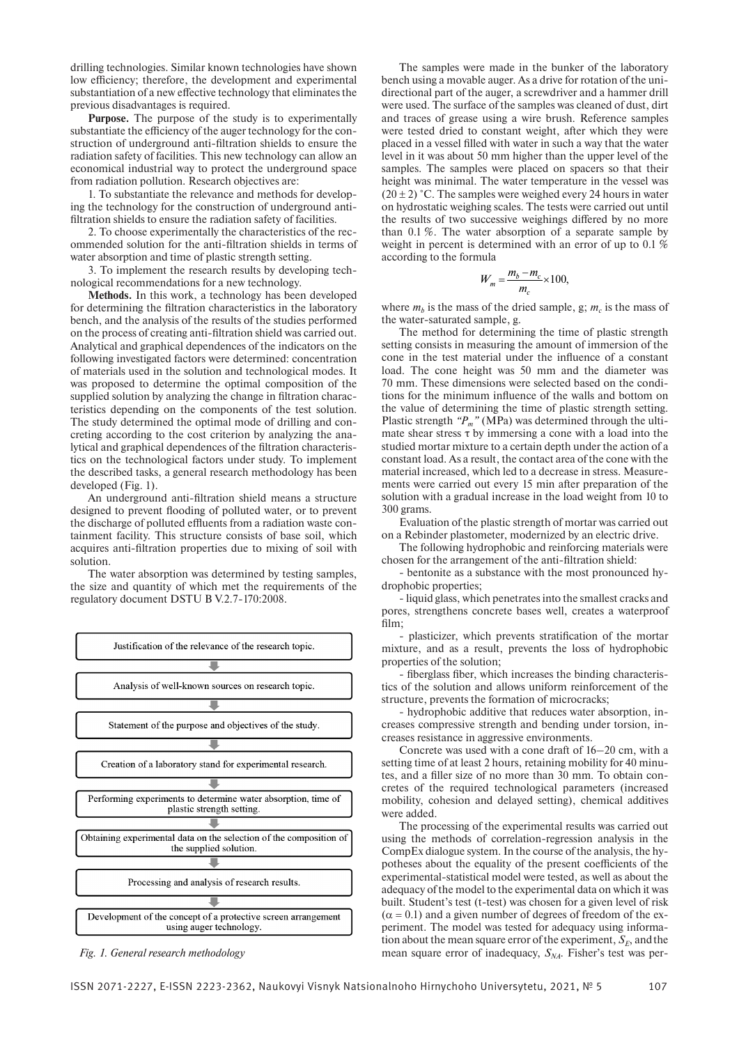drilling technologies. Similar known technologies have shown low efficiency; therefore, the development and experimental substantiation of a new effective technology that eliminates the previous disadvantages is required.

**Purpose.** The purpose of the study is to experimentally substantiate the efficiency of the auger technology for the construction of underground anti-filtration shields to ensure the radiation safety of facilities. This new technology can allow an economical industrial way to protect the underground space from radiation pollution. Research objectives are:

1. To substantiate the relevance and methods for developing the technology for the construction of underground anti-filtration shields to ensure the radiation safety of facilities.

2. To choose experimentally the characteristics of the recommended solution for the anti-filtration shields in terms of water absorption and time of plastic strength setting.

3. To implement the research results by developing technological recommendations for a new technology.

**Methods.** In this work, a technology has been developed for determining the filtration characteristics in the laboratory bench, and the analysis of the results of the studies performed on the process of creating anti-filtration shield was carried out. Analytical and graphical dependences of the indicators on the following investigated factors were determined: concentration of materials used in the solution and technological modes. It was proposed to determine the optimal composition of the supplied solution by analyzing the change in filtration characteristics depending on the components of the test solution. The study determined the optimal mode of drilling and concreting according to the cost criterion by analyzing the analytical and graphical dependences of the filtration characteristics on the technological factors under study. To implement the described tasks, a general research methodology has been developed (Fig. 1).

An underground anti-filtration shield means a structure designed to prevent flooding of polluted water, or to prevent the discharge of polluted effluents from a radiation waste containment facility. This structure consists of base soil, which acquires anti-filtration properties due to mixing of soil with solution.

The water absorption was determined by testing samples, the size and quantity of which met the requirements of the regulatory document DSTU B V.2.7-170:2008.

- Justification of the relevance of the research topic.
- Analysis of well-known sources on research topic.
- Statement of the purpose and objectives of the study.
- Creation of a laboratory stand for experimental research.
- Performing experiments to determine water absorption, time of plastic strength setting.
- Obtaining experimental data on the selection of the composition of the supplied solution.
- Processing and analysis of research results.
- Development of the concept of a protective screen arrangement using auger technology.

*Fig. 1. General research methodology*

The samples were made in the bunker of the laboratory bench using a movable auger. As a drive for rotation of the unidirectional part of the auger, a screwdriver and a hammer drill were used. The surface of the samples was cleaned of dust, dirt and traces of grease using a wire brush. Reference samples were tested dried to constant weight, after which they were placed in a vessel filled with water in such a way that the water level in it was about 50 mm higher than the upper level of the samples. The samples were placed on spacers so that their height was minimal. The water temperature in the vessel was $(20 \pm 2)$ °C. The samples were weighed every 24 hours in water on hydrostatic weighing scales. The tests were carried out until the results of two successive weighings differed by no more than 0.1 %. The water absorption of a separate sample by weight in percent is determined with an error of up to 0.1 % according to the formula

$$W_m = \frac{m_b - m_c}{m_c} \times 100,$$

where $m_b$ is the mass of the dried sample, g; $m_c$ is the mass of the water-saturated sample, g.

The method for determining the time of plastic strength setting consists in measuring the amount of immersion of the cone in the test material under the influence of a constant load. The cone height was 50 mm and the diameter was 70 mm. These dimensions were selected based on the conditions for the minimum influence of the walls and bottom on the value of determining the time of plastic strength setting. Plastic strength "$P_m$" (MPa) was determined through the ultimate shear stress $\tau$ by immersing a cone with a load into the studied mortar mixture to a certain depth under the action of a constant load. As a result, the contact area of the cone with the material increased, which led to a decrease in stress. Measurements were carried out every 15 min after preparation of the solution with a gradual increase in the load weight from 10 to 300 grams.

Evaluation of the plastic strength of mortar was carried out on a Rebinder plastometer, modernized by an electric drive.

The following hydrophobic and reinforcing materials were chosen for the arrangement of the anti-filtration shield:

- bentonite as a substance with the most pronounced hydrophobic properties;

- liquid glass, which penetrates into the smallest cracks and pores, strengthens concrete bases well, creates a waterproof film;

- plasticizer, which prevents stratification of the mortar mixture, and as a result, prevents the loss of hydrophobic properties of the solution;

- fiberglass fiber, which increases the binding characteristics of the solution and allows uniform reinforcement of the structure, prevents the formation of microcracks;

- hydrophobic additive that reduces water absorption, increases compressive strength and bending under torsion, increases resistance in aggressive environments.

Concrete was used with a cone draft of 16–20 cm, with a setting time of at least 2 hours, retaining mobility for 40 minutes, and a filler size of no more than 30 mm. To obtain concretes of the required technological parameters (increased mobility, cohesion and delayed setting), chemical additives were added.

The processing of the experimental results was carried out using the methods of correlation-regression analysis in the CompEx dialogue system. In the course of the analysis, the hypotheses about the equality of the present coefficients of the experimental-statistical model were tested, as well as about the adequacy of the model to the experimental data on which it was built. Student's test (t-test) was chosen for a given level of risk $(\alpha = 0.1)$ and a given number of degrees of freedom of the experiment. The model was tested for adequacy using information about the mean square error of the experiment, $S_E$, and the mean square error of inadequacy, $S_{NA}$. Fisher's test was per-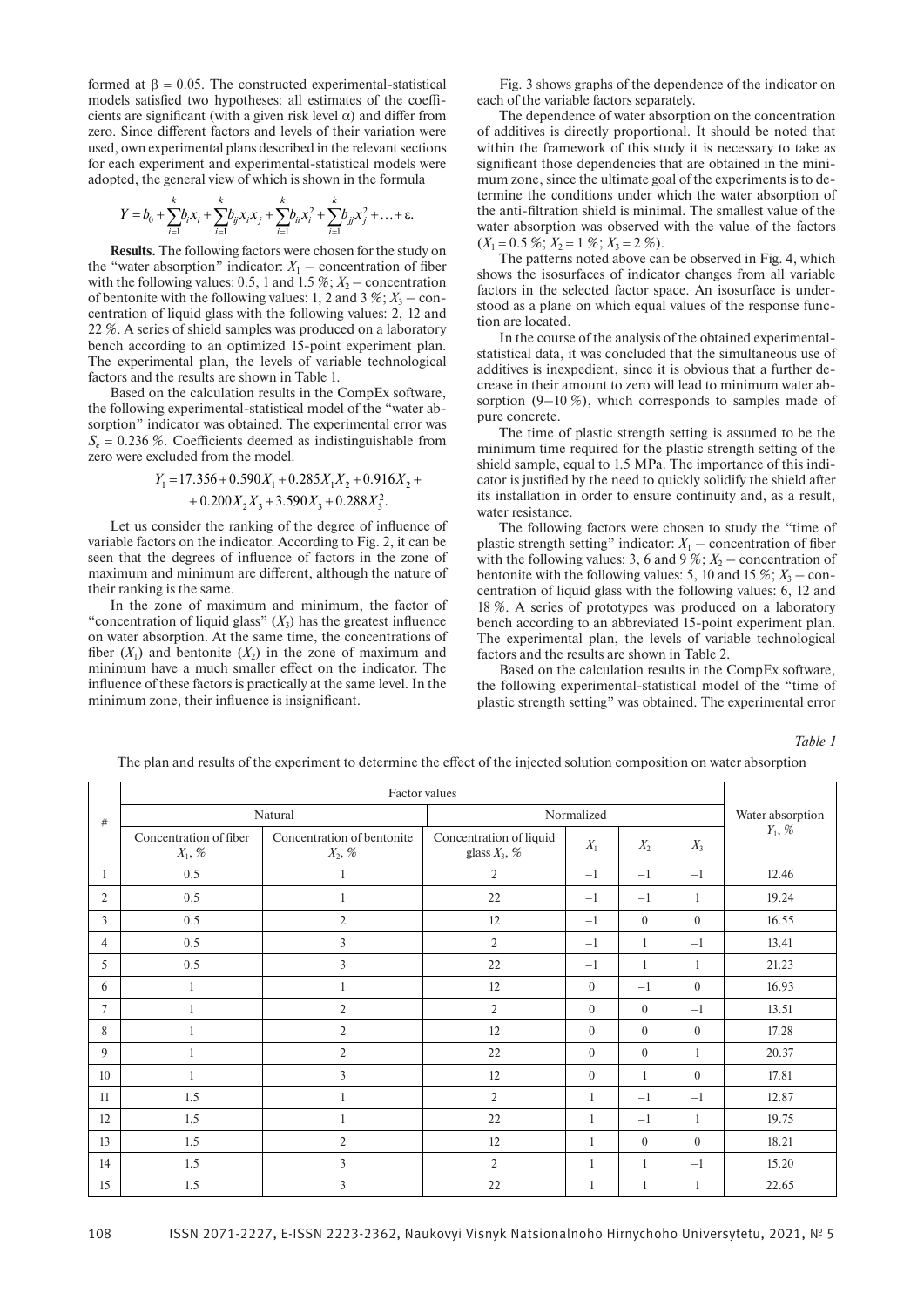formed at $\beta = 0.05$. The constructed experimental-statistical models satisfied two hypotheses: all estimates of the coefficients are significant (with a given risk level $\alpha$) and differ from zero. Since different factors and levels of their variation were used, own experimental plans described in the relevant sections for each experiment and experimental-statistical models were adopted, the general view of which is shown in the formula

$$Y = b_0 + \sum_{i=1}^{k} b_i x_i + \sum_{i=1}^{k} b_{ij} x_i x_j + \sum_{i=1}^{k} b_{ii} x_i^2 + \sum_{i=1}^{k} b_{jj} x_j^2 + \ldots + \varepsilon.$$

**Results.** The following factors were chosen for the study on the "water absorption" indicator: $X_1$ – concentration of fiber with the following values: 0.5, 1 and 1.5 %; $X_2$ – concentration of bentonite with the following values: 1, 2 and 3 %; $X_3$ – concentration of liquid glass with the following values: 2, 12 and 22 %. A series of shield samples was produced on a laboratory bench according to an optimized 15-point experiment plan. The experimental plan, the levels of variable technological factors and the results are shown in Table 1.

Based on the calculation results in the CompEx software, the following experimental-statistical model of the "water absorption" indicator was obtained. The experimental error was $S_e = 0.236$ %. Coefficients deemed as indistinguishable from zero were excluded from the model.

$$Y_1 = 17.356 + 0.590 X_1 + 0.285 X_1 X_2 + 0.916 X_2 + 0.200 X_2 X_3 + 3.590 X_3 + 0.288 X_3^2.$$

Let us consider the ranking of the degree of influence of variable factors on the indicator. According to Fig. 2, it can be seen that the degrees of influence of factors in the zone of maximum and minimum are different, although the nature of their ranking is the same.

In the zone of maximum and minimum, the factor of "concentration of liquid glass" ($X_3$) has the greatest influence on water absorption. At the same time, the concentrations of fiber ($X_1$) and bentonite ($X_2$) in the zone of maximum and minimum have a much smaller effect on the indicator. The influence of these factors is practically at the same level. In the minimum zone, their influence is insignificant.

Fig. 3 shows graphs of the dependence of the indicator on each of the variable factors separately.

The dependence of water absorption on the concentration of additives is directly proportional. It should be noted that within the framework of this study it is necessary to take as significant those dependencies that are obtained in the minimum zone, since the ultimate goal of the experiments is to determine the conditions under which the water absorption of the anti-filtration shield is minimal. The smallest value of the water absorption was observed with the value of the factors ($X_1 = 0.5$ %; $X_2 = 1$ %; $X_3 = 2$ %).

The patterns noted above can be observed in Fig. 4, which shows the isosurfaces of indicator changes from all variable factors in the selected factor space. An isosurface is understood as a plane on which equal values of the response function are located.

In the course of the analysis of the obtained experimental-statistical data, it was concluded that the simultaneous use of additives is inexpedient, since it is obvious that a further decrease in their amount to zero will lead to minimum water absorption (9–10 %), which corresponds to samples made of pure concrete.

The time of plastic strength setting is assumed to be the minimum time required for the plastic strength setting of the shield sample, equal to 1.5 MPa. The importance of this indicator is justified by the need to quickly solidify the shield after its installation in order to ensure continuity and, as a result, water resistance.

The following factors were chosen to study the "time of plastic strength setting" indicator: $X_1$ – concentration of fiber with the following values: 3, 6 and 9 %; $X_2$ – concentration of bentonite with the following values: 5, 10 and 15 %; $X_3$ – concentration of liquid glass with the following values: 6, 12 and 18 %. A series of prototypes was produced on a laboratory bench according to an abbreviated 15-point experiment plan. The experimental plan, the levels of variable technological factors and the results are shown in Table 2.

Based on the calculation results in the CompEx software, the following experimental-statistical model of the "time of plastic strength setting" was obtained. The experimental error

*Table 1*

The plan and results of the experiment to determine the effect of the injected solution composition on water absorption

| # | Factor values | | | | | | Water absorption $Y_1$, % |
|---|---|---|---|---|---|---|---|
| | Natural | | | Normalized | | | |
| | Concentration of fiber $X_1$, % | Concentration of bentonite $X_2$, % | Concentration of liquid glass $X_3$, % | $X_1$ | $X_2$ | $X_3$ | |
| 1 | 0.5 | 1 | 2 | −1 | −1 | −1 | 12.46 |
| 2 | 0.5 | 1 | 22 | −1 | −1 | 1 | 19.24 |
| 3 | 0.5 | 2 | 12 | −1 | 0 | 0 | 16.55 |
| 4 | 0.5 | 3 | 2 | −1 | 1 | −1 | 13.41 |
| 5 | 0.5 | 3 | 22 | −1 | 1 | 1 | 21.23 |
| 6 | 1 | 1 | 12 | 0 | −1 | 0 | 16.93 |
| 7 | 1 | 2 | 2 | 0 | 0 | −1 | 13.51 |
| 8 | 1 | 2 | 12 | 0 | 0 | 0 | 17.28 |
| 9 | 1 | 2 | 22 | 0 | 0 | 1 | 20.37 |
| 10 | 1 | 3 | 12 | 0 | 1 | 0 | 17.81 |
| 11 | 1.5 | 1 | 2 | 1 | −1 | −1 | 12.87 |
| 12 | 1.5 | 1 | 22 | 1 | −1 | 1 | 19.75 |
| 13 | 1.5 | 2 | 12 | 1 | 0 | 0 | 18.21 |
| 14 | 1.5 | 3 | 2 | 1 | 1 | −1 | 15.20 |
| 15 | 1.5 | 3 | 22 | 1 | 1 | 1 | 22.65 |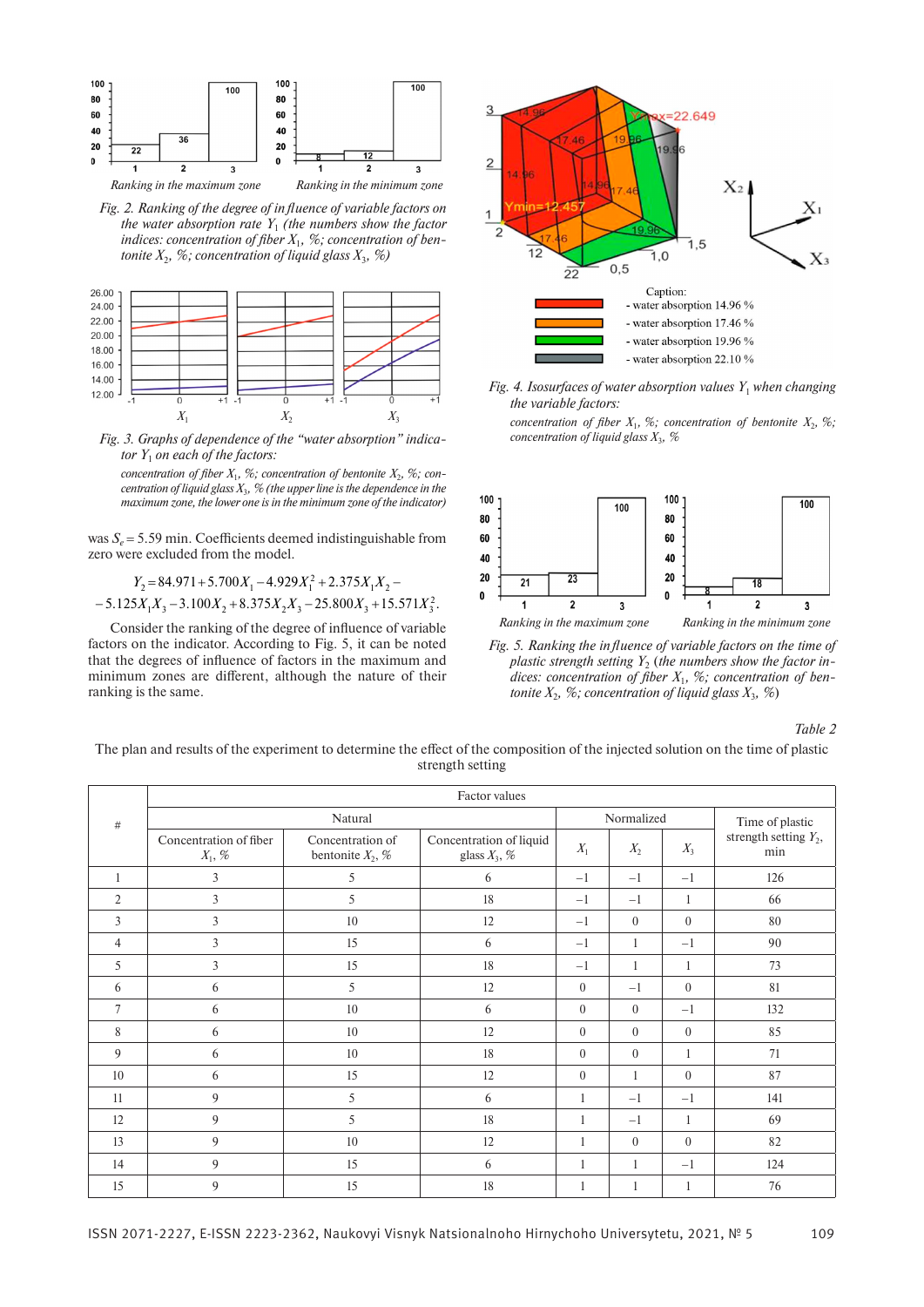Ranking in the maximum zone    Ranking in the minimum zone

*Fig. 2. Ranking of the degree of influence of variable factors on the water absorption rate $Y_1$ (the numbers show the factor indices: concentration of fiber $X_1$, %; concentration of bentonite $X_2$, %; concentration of liquid glass $X_3$, %)*

*Fig. 3. Graphs of dependence of the "water absorption" indicator $Y_1$ on each of the factors:*

*concentration of fiber $X_1$, %; concentration of bentonite $X_2$, %; concentration of liquid glass $X_3$, % (the upper line is the dependence in the maximum zone, the lower one is in the minimum zone of the indicator)*

was $S_e = 5.59$ min. Coefficients deemed indistinguishable from zero were excluded from the model.

$$Y_2 = 84.971 + 5.700X_1 - 4.929X_1^2 + 2.375X_1X_2 - 5.125X_1X_3 - 3.100X_2 + 8.375X_2X_3 - 25.800X_3 + 15.571X_3^2.$$

Consider the ranking of the degree of influence of variable factors on the indicator. According to Fig. 5, it can be noted that the degrees of influence of factors in the maximum and minimum zones are different, although the nature of their ranking is the same.

Caption:
- water absorption 14.96 %
- water absorption 17.46 %
- water absorption 19.96 %
- water absorption 22.10 %

*Fig. 4. Isosurfaces of water absorption values $Y_1$ when changing the variable factors:*

*concentration of fiber $X_1$, %; concentration of bentonite $X_2$, %; concentration of liquid glass $X_3$, %*

Ranking in the maximum zone    Ranking in the minimum zone

*Fig. 5. Ranking the influence of variable factors on the time of plastic strength setting $Y_2$ (the numbers show the factor indices: concentration of fiber $X_1$, %; concentration of bentonite $X_2$, %; concentration of liquid glass $X_3$, %)*

*Table 2*

The plan and results of the experiment to determine the effect of the composition of the injected solution on the time of plastic strength setting

| # | Factor values | | | | | | Time of plastic strength setting $Y_2$, min |
|---|---|---|---|---|---|---|---|
| | Natural | | | Normalized | | | |
| | Concentration of fiber $X_1$, % | Concentration of bentonite $X_2$, % | Concentration of liquid glass $X_3$, % | $X_1$ | $X_2$ | $X_3$ | |
| 1 | 3 | 5 | 6 | –1 | –1 | –1 | 126 |
| 2 | 3 | 5 | 18 | –1 | –1 | 1 | 66 |
| 3 | 3 | 10 | 12 | –1 | 0 | 0 | 80 |
| 4 | 3 | 15 | 6 | –1 | 1 | –1 | 90 |
| 5 | 3 | 15 | 18 | –1 | 1 | 1 | 73 |
| 6 | 6 | 5 | 12 | 0 | –1 | 0 | 81 |
| 7 | 6 | 10 | 6 | 0 | 0 | –1 | 132 |
| 8 | 6 | 10 | 12 | 0 | 0 | 0 | 85 |
| 9 | 6 | 10 | 18 | 0 | 0 | 1 | 71 |
| 10 | 6 | 15 | 12 | 0 | 1 | 0 | 87 |
| 11 | 9 | 5 | 6 | 1 | –1 | –1 | 141 |
| 12 | 9 | 5 | 18 | 1 | –1 | 1 | 69 |
| 13 | 9 | 10 | 12 | 1 | 0 | 0 | 82 |
| 14 | 9 | 15 | 6 | 1 | 1 | –1 | 124 |
| 15 | 9 | 15 | 18 | 1 | 1 | 1 | 76 |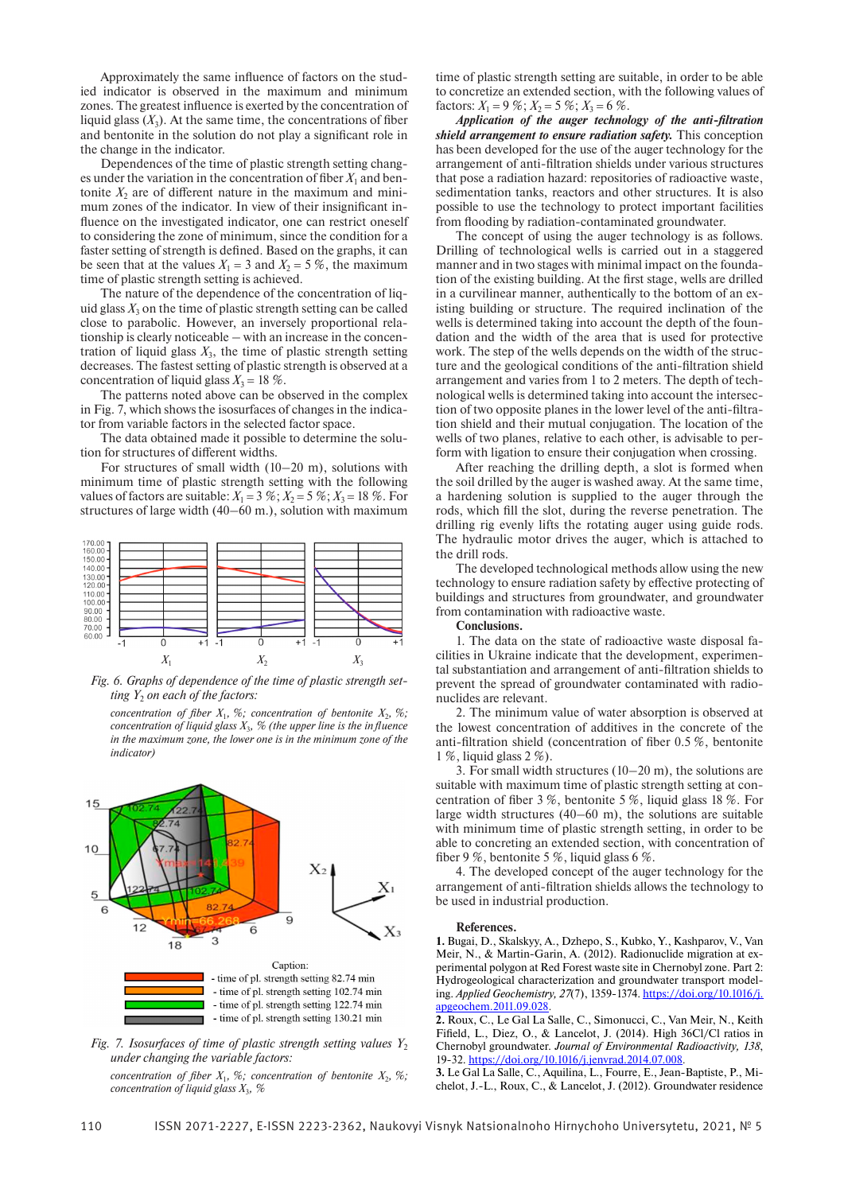Approximately the same influence of factors on the studied indicator is observed in the maximum and minimum zones. The greatest influence is exerted by the concentration of liquid glass ($X_3$). At the same time, the concentrations of fiber and bentonite in the solution do not play a significant role in the change in the indicator.

Dependences of the time of plastic strength setting changes under the variation in the concentration of fiber $X_1$ and bentonite $X_2$ are of different nature in the maximum and minimum zones of the indicator. In view of their insignificant influence on the investigated indicator, one can restrict oneself to considering the zone of minimum, since the condition for a faster setting of strength is defined. Based on the graphs, it can be seen that at the values $X_1 = 3$ and $X_2 = 5$ %, the maximum time of plastic strength setting is achieved.

The nature of the dependence of the concentration of liquid glass $X_3$ on the time of plastic strength setting can be called close to parabolic. However, an inversely proportional relationship is clearly noticeable – with an increase in the concentration of liquid glass $X_3$, the time of plastic strength setting decreases. The fastest setting of plastic strength is observed at a concentration of liquid glass $X_3 = 18$ %.

The patterns noted above can be observed in the complex in Fig. 7, which shows the isosurfaces of changes in the indicator from variable factors in the selected factor space.

The data obtained made it possible to determine the solution for structures of different widths.

For structures of small width (10–20 m), solutions with minimum time of plastic strength setting with the following values of factors are suitable: $X_1 = 3$ %; $X_2 = 5$ %; $X_3 = 18$ %. For structures of large width (40–60 m.), solution with maximum time of plastic strength setting are suitable, in order to be able to concretize an extended section, with the following values of factors: $X_1 = 9$ %; $X_2 = 5$ %; $X_3 = 6$ %.

*Fig. 6. Graphs of dependence of the time of plastic strength setting $Y_2$ on each of the factors:*

*concentration of fiber $X_1$, %; concentration of bentonite $X_2$, %; concentration of liquid glass $X_3$, % (the upper line is the influence in the maximum zone, the lower one is in the minimum zone of the indicator)*

Caption:
- time of pl. strength setting 82.74 min
- time of pl. strength setting 102.74 min
- time of pl. strength setting 122.74 min
- time of pl. strength setting 130.21 min

*Fig. 7. Isosurfaces of time of plastic strength setting values $Y_2$ under changing the variable factors:*

*concentration of fiber $X_1$, %; concentration of bentonite $X_2$, %; concentration of liquid glass $X_3$, %*

***Application of the auger technology of the anti-filtration shield arrangement to ensure radiation safety.*** This conception has been developed for the use of the auger technology for the arrangement of anti-filtration shields under various structures that pose a radiation hazard: repositories of radioactive waste, sedimentation tanks, reactors and other structures. It is also possible to use the technology to protect important facilities from flooding by radiation-contaminated groundwater.

The concept of using the auger technology is as follows. Drilling of technological wells is carried out in a staggered manner and in two stages with minimal impact on the foundation of the existing building. At the first stage, wells are drilled in a curvilinear manner, authentically to the bottom of an existing building or structure. The required inclination of the wells is determined taking into account the depth of the foundation and the width of the area that is used for protective work. The step of the wells depends on the width of the structure and the geological conditions of the anti-filtration shield arrangement and varies from 1 to 2 meters. The depth of technological wells is determined taking into account the intersection of two opposite planes in the lower level of the anti-filtration shield and their mutual conjugation. The location of the wells of two planes, relative to each other, is advisable to perform with ligation to ensure their conjugation when crossing.

After reaching the drilling depth, a slot is formed when the soil drilled by the auger is washed away. At the same time, a hardening solution is supplied to the auger through the rods, which fill the slot, during the reverse penetration. The drilling rig evenly lifts the rotating auger using guide rods. The hydraulic motor drives the auger, which is attached to the drill rods.

The developed technological methods allow using the new technology to ensure radiation safety by effective protecting of buildings and structures from groundwater, and groundwater from contamination with radioactive waste.

**Conclusions.**

1. The data on the state of radioactive waste disposal facilities in Ukraine indicate that the development, experimental substantiation and arrangement of anti-filtration shields to prevent the spread of groundwater contaminated with radionuclides are relevant.

2. The minimum value of water absorption is observed at the lowest concentration of additives in the concrete of the anti-filtration shield (concentration of fiber 0.5 %, bentonite 1 %, liquid glass 2 %).

3. For small width structures (10–20 m), the solutions are suitable with maximum time of plastic strength setting at concentration of fiber 3 %, bentonite 5 %, liquid glass 18 %. For large width structures (40–60 m), the solutions are suitable with minimum time of plastic strength setting, in order to be able to concreting an extended section, with concentration of fiber 9 %, bentonite 5 %, liquid glass 6 %.

4. The developed concept of the auger technology for the arrangement of anti-filtration shields allows the technology to be used in industrial production.

**References.**

**1.** Bugai, D., Skalskyy, A., Dzhepo, S., Kubko, Y., Kashparov, V., Van Meir, N., & Martin-Garin, A. (2012). Radionuclide migration at experimental polygon at Red Forest waste site in Chernobyl zone. Part 2: Hydrogeological characterization and groundwater transport modeling. *Applied Geochemistry, 27*(7), 1359-1374. https://doi.org/10.1016/j.apgeochem.2011.09.028.

**2.** Roux, C., Le Gal La Salle, C., Simonucci, C., Van Meir, N., Keith Fifield, L., Diez, O., & Lancelot, J. (2014). High 36Cl/Cl ratios in Chernobyl groundwater. *Journal of Environmental Radioactivity, 138*, 19-32. https://doi.org/10.1016/j.jenvrad.2014.07.008.

**3.** Le Gal La Salle, C., Aquilina, L., Fourre, E., Jean-Baptiste, P., Michelot, J.-L., Roux, C., & Lancelot, J. (2012). Groundwater residence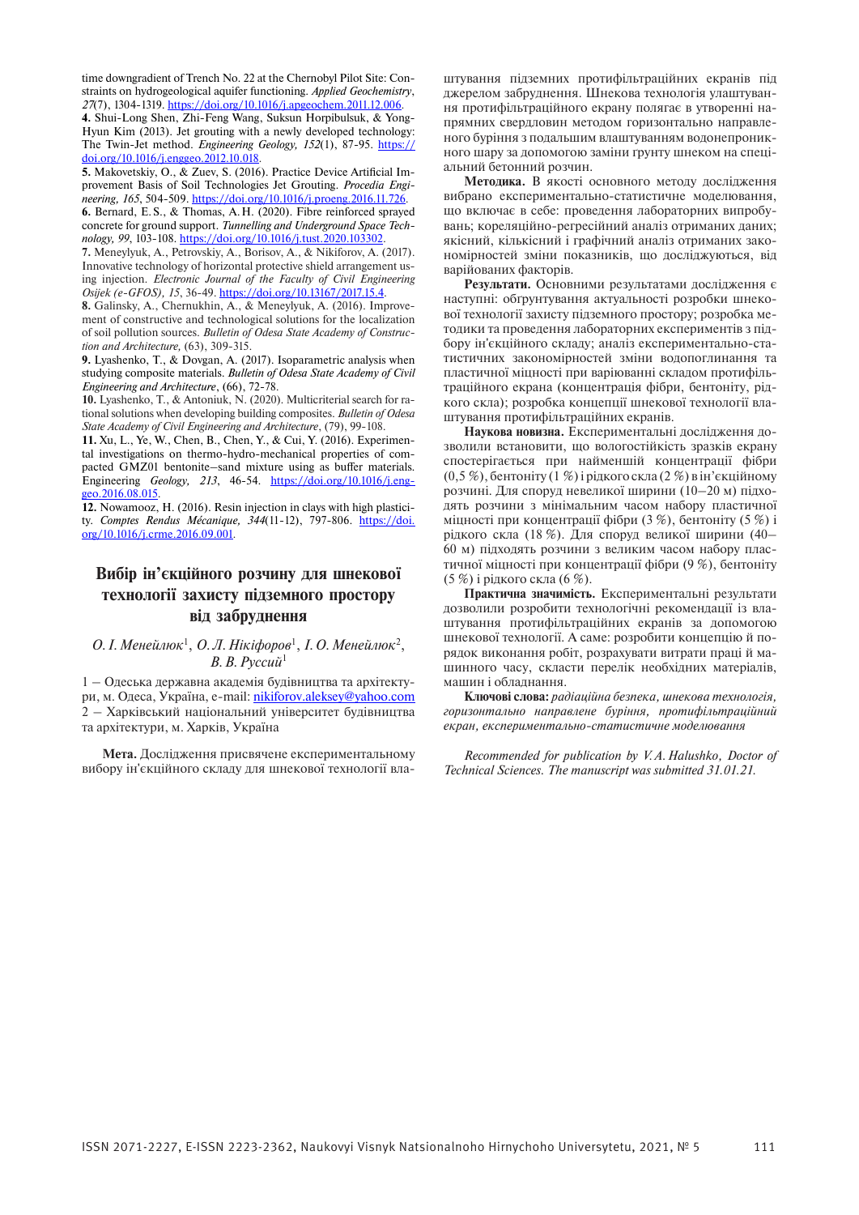time downgradient of Trench No. 22 at the Chernobyl Pilot Site: Constraints on hydrogeological aquifer functioning. *Applied Geochemistry*, *27*(7), 1304-1319. https://doi.org/10.1016/j.apgeochem.2011.12.006.

**4.** Shui-Long Shen, Zhi-Feng Wang, Suksun Horpibulsuk, & Yong-Hyun Kim (2013). Jet grouting with a newly developed technology: The Twin-Jet method. *Engineering Geology, 152*(1), 87-95. https://doi.org/10.1016/j.enggeo.2012.10.018.

**5.** Makovetskiy, O., & Zuev, S. (2016). Practice Device Artificial Improvement Basis of Soil Technologies Jet Grouting. *Procedia Engineering, 165*, 504-509. https://doi.org/10.1016/j.proeng.2016.11.726.

**6.** Bernard, E.S., & Thomas, A.H. (2020). Fibre reinforced sprayed concrete for ground support. *Tunnelling and Underground Space Technology, 99*, 103-108. https://doi.org/10.1016/j.tust.2020.103302.

**7.** Meneylyuk, A., Petrovskiy, A., Borisov, A., & Nikiforov, A. (2017). Innovative technology of horizontal protective shield arrangement using injection. *Electronic Journal of the Faculty of Civil Engineering Osijek (e-GFOS), 15*, 36-49. https://doi.org/10.13167/2017.15.4.

**8.** Galinsky, A., Chernukhin, A., & Meneylyuk, A. (2016). Improvement of constructive and technological solutions for the localization of soil pollution sources. *Bulletin of Odesa State Academy of Construction and Architecture,* (63), 309-315.

**9.** Lyashenko, T., & Dovgan, A. (2017). Isoparametric analysis when studying composite materials. *Bulletin of Odesa State Academy of Civil Engineering and Architecture*, (66), 72-78.

**10.** Lyashenko, T., & Antoniuk, N. (2020). Multicriterial search for rational solutions when developing building composites. *Bulletin of Odesa State Academy of Civil Engineering and Architecture*, (79), 99-108.

**11.** Xu, L., Ye, W., Chen, B., Chen, Y., & Cui, Y. (2016). Experimental investigations on thermo-hydro-mechanical properties of compacted GMZ01 bentonite–sand mixture using as buffer materials. Engineering *Geology, 213*, 46-54. https://doi.org/10.1016/j.enggeo.2016.08.015.

**12.** Nowamooz, H. (2016). Resin injection in clays with high plasticity. *Comptes Rendus Mécanique, 344*(11-12), 797-806. https://doi.org/10.1016/j.crme.2016.09.001.

## Вибір ін'єкційного розчину для шнекової технології захисту підземного простору від забруднення

*О. І. Менейлюк*[1], *О. Л. Нікіфоров*[1], *І. О. Менейлюк*[2], *В. В. Руссий*[1]

1 – Одеська державна академія будівництва та архітектури, м. Одеса, Україна, e-mail: nikiforov.aleksey@yahoo.com

2 – Харківський національний університет будівництва та архітектури, м. Харків, Україна

**Мета.** Дослідження присвячене експериментальному вибору ін'єкційного складу для шнекової технології влаштування підземних протифільтраційних екранів під джерелом забруднення. Шнекова технологія улаштування протифільтраційного екрану полягає в утворенні напрямних свердловин методом горизонтально направленого буріння з подальшим влаштуванням водонепроникного шару за допомогою заміни ґрунту шнеком на спеціальний бетонний розчин.

**Методика.** В якості основного методу дослідження вибрано експериментально-статистичне моделювання, що включає в себе: проведення лабораторних випробувань; кореляційно-регресійний аналіз отриманих даних; якісний, кількісний і графічний аналіз отриманих закономірностей зміни показників, що досліджуються, від варійованих факторів.

**Результати.** Основними результатами дослідження є наступні: обґрунтування актуальності розробки шнекової технології захисту підземного простору; розробка методики та проведення лабораторних експериментів з підбору ін'єкційного складу; аналіз експериментально-статистичних закономірностей зміни водопоглинання та пластичної міцності при варіюванні складом протифільтраційного екрана (концентрація фібри, бентоніту, рідкого скла); розробка концепції шнекової технології влаштування протифільтраційних екранів.

**Наукова новизна.** Експериментальні дослідження дозволили встановити, що вологостійкість зразків екрану спостерігається при найменшій концентрації фібри (0,5 %), бентоніту (1 %) і рідкого скла (2 %) в ін'єкційному розчині. Для споруд невеликої ширини (10–20 м) підходять розчини з мінімальним часом набору пластичної міцності при концентрації фібри (3 %), бентоніту (5 %) і рідкого скла (18 %). Для споруд великої ширини (40–60 м) підходять розчини з великим часом набору пластичної міцності при концентрації фібри (9 %), бентоніту (5 %) і рідкого скла (6 %).

**Практична значимість.** Експериментальні результати дозволили розробити технологічні рекомендації із влаштування протифільтраційних екранів за допомогою шнекової технології. А саме: розробити концепцію й порядок виконання робіт, розрахувати витрати праці й машинного часу, скласти перелік необхідних матеріалів, машин і обладнання.

**Ключові слова:** *радіаційна безпека, шнекова технологія, горизонтально направлене буріння, протифільтраційний екран, експериментально-статистичне моделювання*

*Recommended for publication by V.A. Halushko, Doctor of Technical Sciences. The manuscript was submitted 31.01.21.*